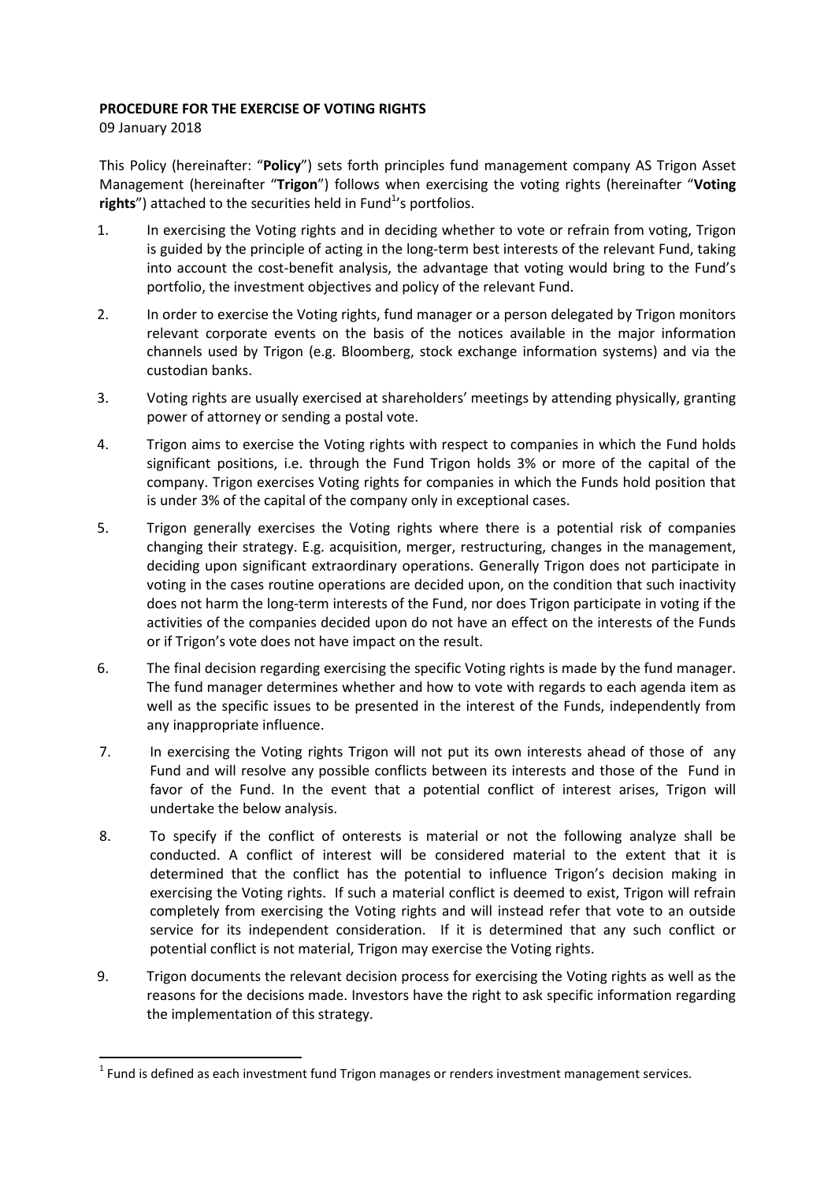**PROCEDURE FOR THE EXERCISE OF VOTING RIGHTS**

09 January 2018

This Policy (hereinafter: "**Policy**") sets forth principles fund management company AS Trigon Asset Management (hereinafter "**Trigon**") follows when exercising the voting rights (hereinafter "**Voting rights**") attached to the securities held in Fund[1]'s portfolios.

1. In exercising the Voting rights and in deciding whether to vote or refrain from voting, Trigon is guided by the principle of acting in the long-term best interests of the relevant Fund, taking into account the cost-benefit analysis, the advantage that voting would bring to the Fund's portfolio, the investment objectives and policy of the relevant Fund.
2. In order to exercise the Voting rights, fund manager or a person delegated by Trigon monitors relevant corporate events on the basis of the notices available in the major information channels used by Trigon (e.g. Bloomberg, stock exchange information systems) and via the custodian banks.
3. Voting rights are usually exercised at shareholders' meetings by attending physically, granting power of attorney or sending a postal vote.
4. Trigon aims to exercise the Voting rights with respect to companies in which the Fund holds significant positions, i.e. through the Fund Trigon holds 3% or more of the capital of the company. Trigon exercises Voting rights for companies in which the Funds hold position that is under 3% of the capital of the company only in exceptional cases.
5. Trigon generally exercises the Voting rights where there is a potential risk of companies changing their strategy. E.g. acquisition, merger, restructuring, changes in the management, deciding upon significant extraordinary operations. Generally Trigon does not participate in voting in the cases routine operations are decided upon, on the condition that such inactivity does not harm the long-term interests of the Fund, nor does Trigon participate in voting if the activities of the companies decided upon do not have an effect on the interests of the Funds or if Trigon's vote does not have impact on the result.
6. The final decision regarding exercising the specific Voting rights is made by the fund manager. The fund manager determines whether and how to vote with regards to each agenda item as well as the specific issues to be presented in the interest of the Funds, independently from any inappropriate influence.
7. In exercising the Voting rights Trigon will not put its own interests ahead of those of any Fund and will resolve any possible conflicts between its interests and those of the Fund in favor of the Fund. In the event that a potential conflict of interest arises, Trigon will undertake the below analysis.
8. To specify if the conflict of onterests is material or not the following analyze shall be conducted. A conflict of interest will be considered material to the extent that it is determined that the conflict has the potential to influence Trigon's decision making in exercising the Voting rights. If such a material conflict is deemed to exist, Trigon will refrain completely from exercising the Voting rights and will instead refer that vote to an outside service for its independent consideration. If it is determined that any such conflict or potential conflict is not material, Trigon may exercise the Voting rights.
9. Trigon documents the relevant decision process for exercising the Voting rights as well as the reasons for the decisions made. Investors have the right to ask specific information regarding the implementation of this strategy.

[1] Fund is defined as each investment fund Trigon manages or renders investment management services.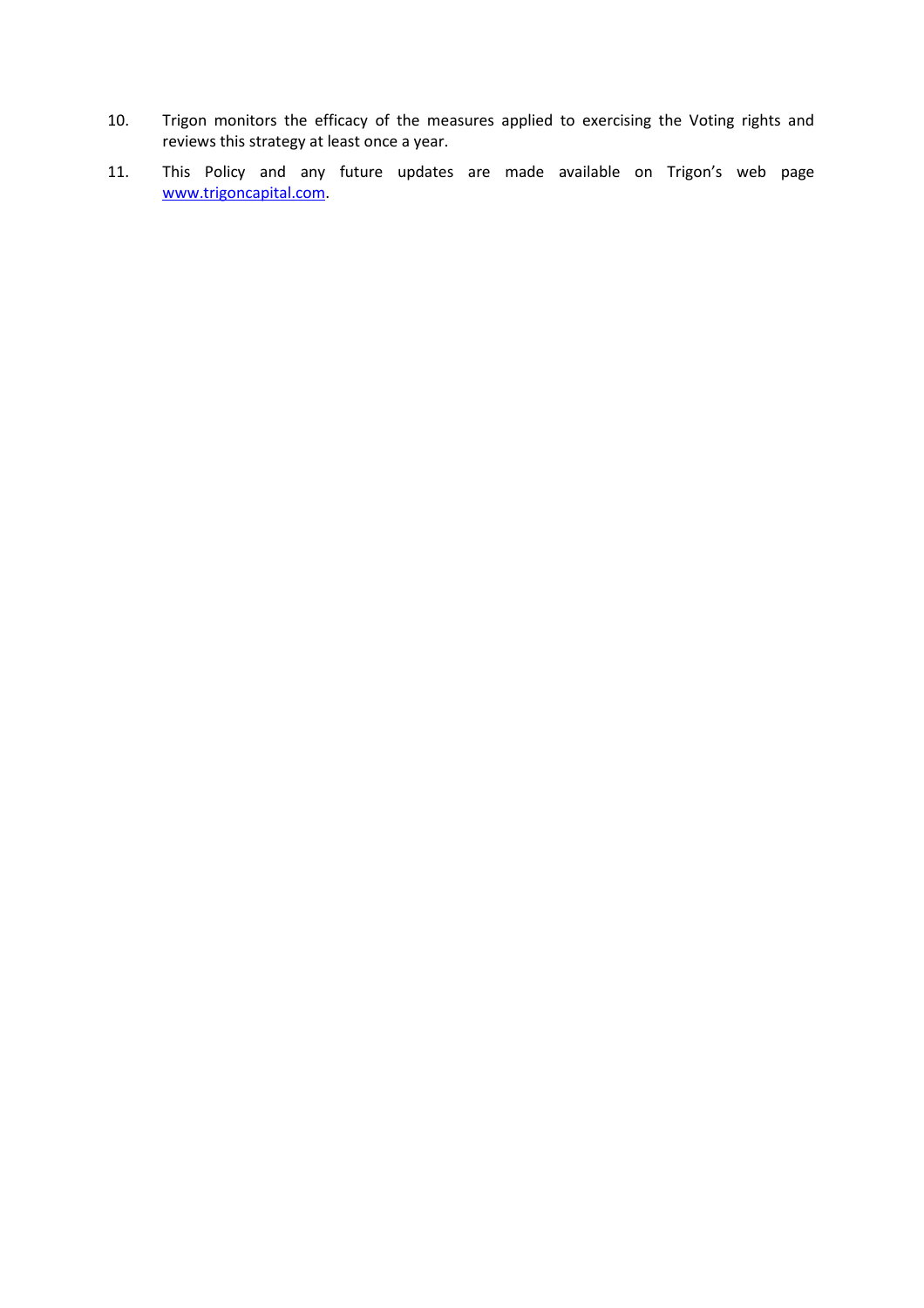10. Trigon monitors the efficacy of the measures applied to exercising the Voting rights and reviews this strategy at least once a year.

11. This Policy and any future updates are made available on Trigon's web page [www.trigoncapital.com](http://www.trigoncapital.com).